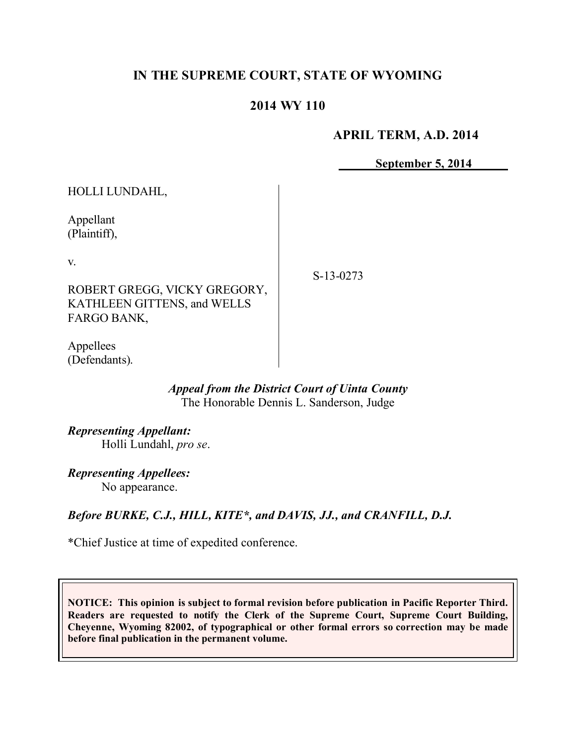# IN THE SUPREME COURT, STATE OF WYOMING

## 2014 WY 110

**APRIL TERM, A.D. 2014**

**September 5, 2014**

HOLLI LUNDAHL,

Appellant
(Plaintiff),

v.

ROBERT GREGG, VICKY GREGORY, KATHLEEN GITTENS, and WELLS FARGO BANK,

Appellees
(Defendants).

S-13-0273

*Appeal from the District Court of Uinta County*
The Honorable Dennis L. Sanderson, Judge

***Representing Appellant:***
Holli Lundahl, *pro se*.

***Representing Appellees:***
No appearance.

***Before BURKE, C.J., HILL, KITE\*, and DAVIS, JJ., and CRANFILL, D.J.***

\*Chief Justice at time of expedited conference.

**NOTICE: This opinion is subject to formal revision before publication in Pacific Reporter Third. Readers are requested to notify the Clerk of the Supreme Court, Supreme Court Building, Cheyenne, Wyoming 82002, of typographical or other formal errors so correction may be made before final publication in the permanent volume.**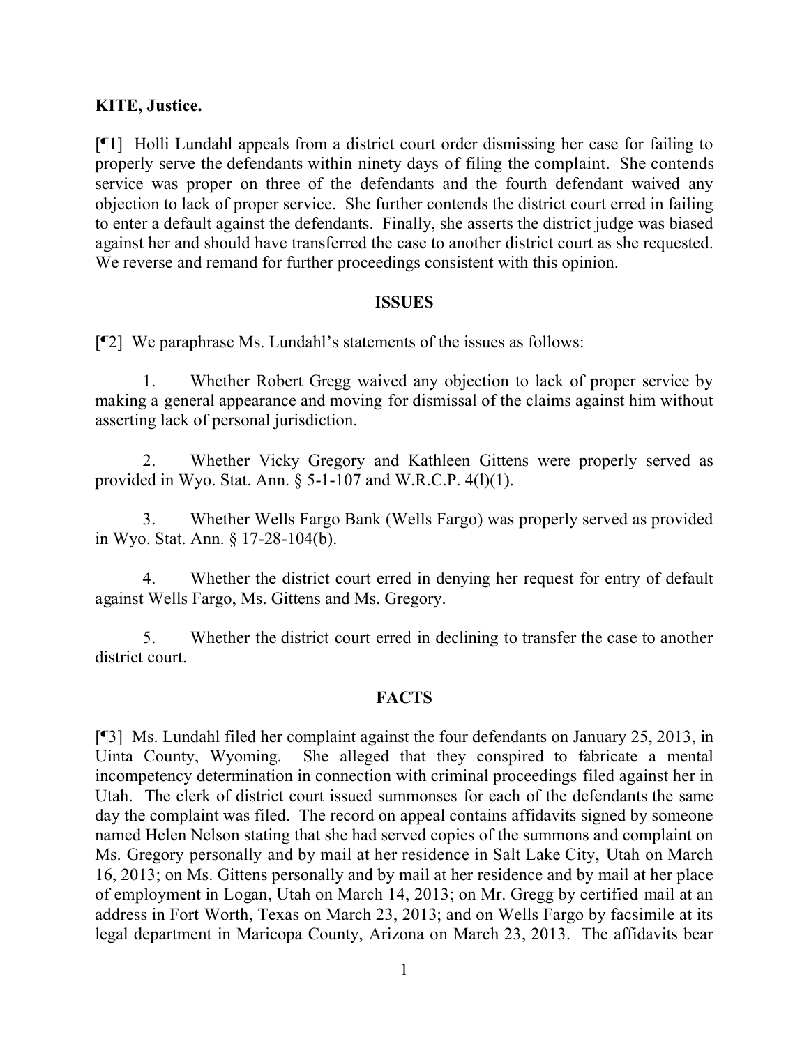**KITE, Justice.**

[¶1] Holli Lundahl appeals from a district court order dismissing her case for failing to properly serve the defendants within ninety days of filing the complaint. She contends service was proper on three of the defendants and the fourth defendant waived any objection to lack of proper service. She further contends the district court erred in failing to enter a default against the defendants. Finally, she asserts the district judge was biased against her and should have transferred the case to another district court as she requested. We reverse and remand for further proceedings consistent with this opinion.

## ISSUES

[¶2] We paraphrase Ms. Lundahl's statements of the issues as follows:

1. Whether Robert Gregg waived any objection to lack of proper service by making a general appearance and moving for dismissal of the claims against him without asserting lack of personal jurisdiction.

2. Whether Vicky Gregory and Kathleen Gittens were properly served as provided in Wyo. Stat. Ann. § 5-1-107 and W.R.C.P. 4(l)(1).

3. Whether Wells Fargo Bank (Wells Fargo) was properly served as provided in Wyo. Stat. Ann. § 17-28-104(b).

4. Whether the district court erred in denying her request for entry of default against Wells Fargo, Ms. Gittens and Ms. Gregory.

5. Whether the district court erred in declining to transfer the case to another district court.

## FACTS

[¶3] Ms. Lundahl filed her complaint against the four defendants on January 25, 2013, in Uinta County, Wyoming. She alleged that they conspired to fabricate a mental incompetency determination in connection with criminal proceedings filed against her in Utah. The clerk of district court issued summonses for each of the defendants the same day the complaint was filed. The record on appeal contains affidavits signed by someone named Helen Nelson stating that she had served copies of the summons and complaint on Ms. Gregory personally and by mail at her residence in Salt Lake City, Utah on March 16, 2013; on Ms. Gittens personally and by mail at her residence and by mail at her place of employment in Logan, Utah on March 14, 2013; on Mr. Gregg by certified mail at an address in Fort Worth, Texas on March 23, 2013; and on Wells Fargo by facsimile at its legal department in Maricopa County, Arizona on March 23, 2013. The affidavits bear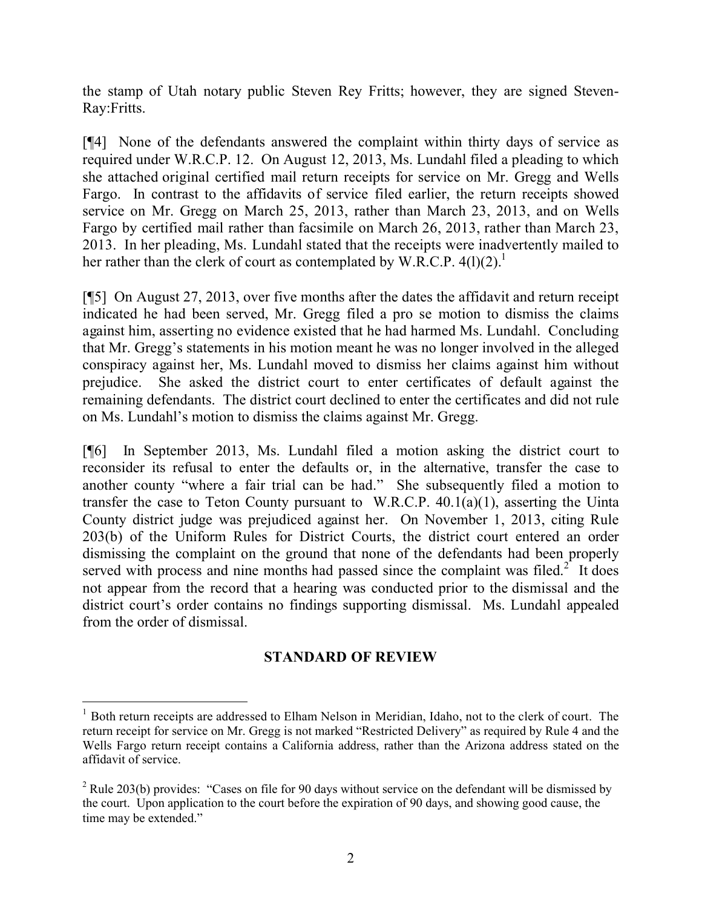the stamp of Utah notary public Steven Rey Fritts; however, they are signed Steven-Ray:Fritts.

[¶4] None of the defendants answered the complaint within thirty days of service as required under W.R.C.P. 12. On August 12, 2013, Ms. Lundahl filed a pleading to which she attached original certified mail return receipts for service on Mr. Gregg and Wells Fargo. In contrast to the affidavits of service filed earlier, the return receipts showed service on Mr. Gregg on March 25, 2013, rather than March 23, 2013, and on Wells Fargo by certified mail rather than facsimile on March 26, 2013, rather than March 23, 2013. In her pleading, Ms. Lundahl stated that the receipts were inadvertently mailed to her rather than the clerk of court as contemplated by W.R.C.P. 4(l)(2).[1]

[¶5] On August 27, 2013, over five months after the dates the affidavit and return receipt indicated he had been served, Mr. Gregg filed a pro se motion to dismiss the claims against him, asserting no evidence existed that he had harmed Ms. Lundahl. Concluding that Mr. Gregg's statements in his motion meant he was no longer involved in the alleged conspiracy against her, Ms. Lundahl moved to dismiss her claims against him without prejudice. She asked the district court to enter certificates of default against the remaining defendants. The district court declined to enter the certificates and did not rule on Ms. Lundahl's motion to dismiss the claims against Mr. Gregg.

[¶6] In September 2013, Ms. Lundahl filed a motion asking the district court to reconsider its refusal to enter the defaults or, in the alternative, transfer the case to another county "where a fair trial can be had." She subsequently filed a motion to transfer the case to Teton County pursuant to W.R.C.P. 40.1(a)(1), asserting the Uinta County district judge was prejudiced against her. On November 1, 2013, citing Rule 203(b) of the Uniform Rules for District Courts, the district court entered an order dismissing the complaint on the ground that none of the defendants had been properly served with process and nine months had passed since the complaint was filed.[2] It does not appear from the record that a hearing was conducted prior to the dismissal and the district court's order contains no findings supporting dismissal. Ms. Lundahl appealed from the order of dismissal.

## STANDARD OF REVIEW

[1] Both return receipts are addressed to Elham Nelson in Meridian, Idaho, not to the clerk of court. The return receipt for service on Mr. Gregg is not marked "Restricted Delivery" as required by Rule 4 and the Wells Fargo return receipt contains a California address, rather than the Arizona address stated on the affidavit of service.

[2] Rule 203(b) provides: "Cases on file for 90 days without service on the defendant will be dismissed by the court. Upon application to the court before the expiration of 90 days, and showing good cause, the time may be extended."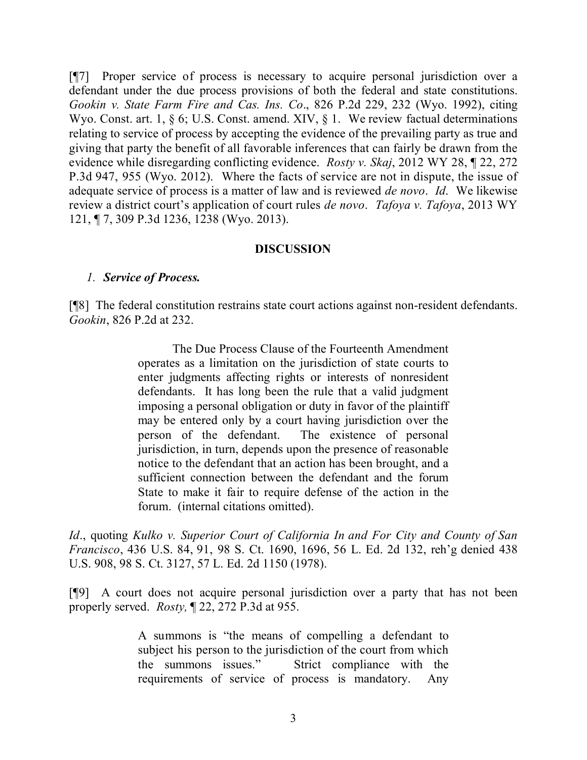[¶7] Proper service of process is necessary to acquire personal jurisdiction over a defendant under the due process provisions of both the federal and state constitutions. *Gookin v. State Farm Fire and Cas. Ins. Co*., 826 P.2d 229, 232 (Wyo. 1992), citing Wyo. Const. art. 1, § 6; U.S. Const. amend. XIV, § 1. We review factual determinations relating to service of process by accepting the evidence of the prevailing party as true and giving that party the benefit of all favorable inferences that can fairly be drawn from the evidence while disregarding conflicting evidence. *Rosty v. Skaj*, 2012 WY 28, ¶ 22, 272 P.3d 947, 955 (Wyo. 2012). Where the facts of service are not in dispute, the issue of adequate service of process is a matter of law and is reviewed *de novo*. *Id*. We likewise review a district court's application of court rules *de novo*. *Tafoya v. Tafoya*, 2013 WY 121, ¶ 7, 309 P.3d 1236, 1238 (Wyo. 2013).

## DISCUSSION

### *1. Service of Process.*

[¶8] The federal constitution restrains state court actions against non-resident defendants. *Gookin*, 826 P.2d at 232.

> The Due Process Clause of the Fourteenth Amendment operates as a limitation on the jurisdiction of state courts to enter judgments affecting rights or interests of nonresident defendants. It has long been the rule that a valid judgment imposing a personal obligation or duty in favor of the plaintiff may be entered only by a court having jurisdiction over the person of the defendant. The existence of personal jurisdiction, in turn, depends upon the presence of reasonable notice to the defendant that an action has been brought, and a sufficient connection between the defendant and the forum State to make it fair to require defense of the action in the forum. (internal citations omitted).

*Id*., quoting *Kulko v. Superior Court of California In and For City and County of San Francisco*, 436 U.S. 84, 91, 98 S. Ct. 1690, 1696, 56 L. Ed. 2d 132, reh'g denied 438 U.S. 908, 98 S. Ct. 3127, 57 L. Ed. 2d 1150 (1978).

[¶9] A court does not acquire personal jurisdiction over a party that has not been properly served. *Rosty,* ¶ 22, 272 P.3d at 955.

> A summons is "the means of compelling a defendant to subject his person to the jurisdiction of the court from which the summons issues." Strict compliance with the requirements of service of process is mandatory. Any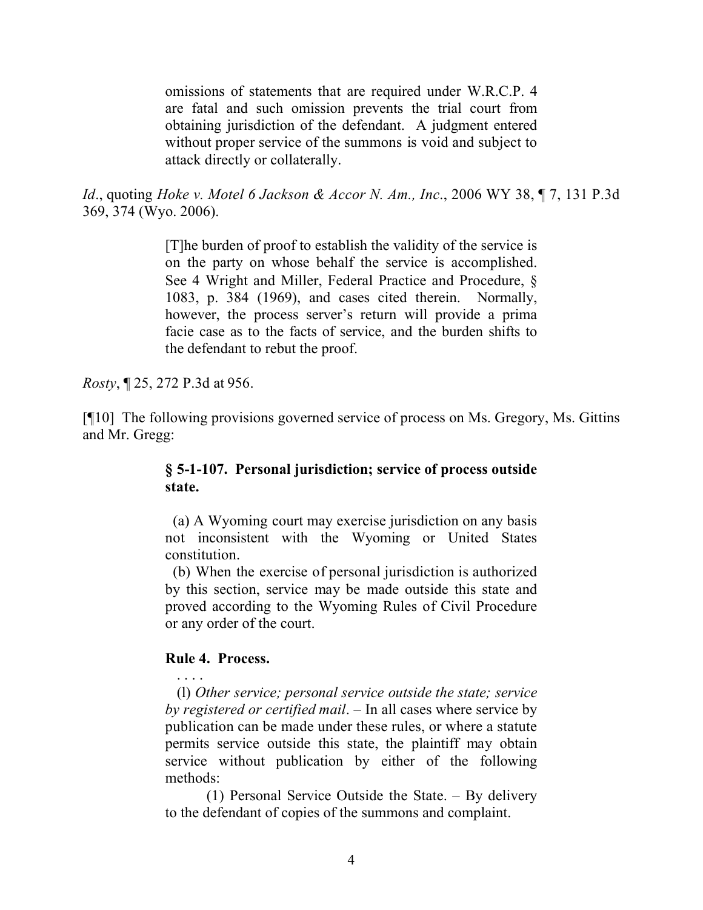> omissions of statements that are required under W.R.C.P. 4 are fatal and such omission prevents the trial court from obtaining jurisdiction of the defendant. A judgment entered without proper service of the summons is void and subject to attack directly or collaterally.

*Id*., quoting *Hoke v. Motel 6 Jackson & Accor N. Am., Inc*., 2006 WY 38, ¶ 7, 131 P.3d 369, 374 (Wyo. 2006).

> [T]he burden of proof to establish the validity of the service is on the party on whose behalf the service is accomplished. See 4 Wright and Miller, Federal Practice and Procedure, § 1083, p. 384 (1969), and cases cited therein. Normally, however, the process server's return will provide a prima facie case as to the facts of service, and the burden shifts to the defendant to rebut the proof.

*Rosty*, ¶ 25, 272 P.3d at 956.

[¶10] The following provisions governed service of process on Ms. Gregory, Ms. Gittins and Mr. Gregg:

> **§ 5-1-107. Personal jurisdiction; service of process outside state.**
>
> (a) A Wyoming court may exercise jurisdiction on any basis not inconsistent with the Wyoming or United States constitution.
>
> (b) When the exercise of personal jurisdiction is authorized by this section, service may be made outside this state and proved according to the Wyoming Rules of Civil Procedure or any order of the court.
>
> **Rule 4. Process.**
>
> . . . .
>
> (l) *Other service; personal service outside the state; service by registered or certified mail*. – In all cases where service by publication can be made under these rules, or where a statute permits service outside this state, the plaintiff may obtain service without publication by either of the following methods:
>
> (1) Personal Service Outside the State. – By delivery to the defendant of copies of the summons and complaint.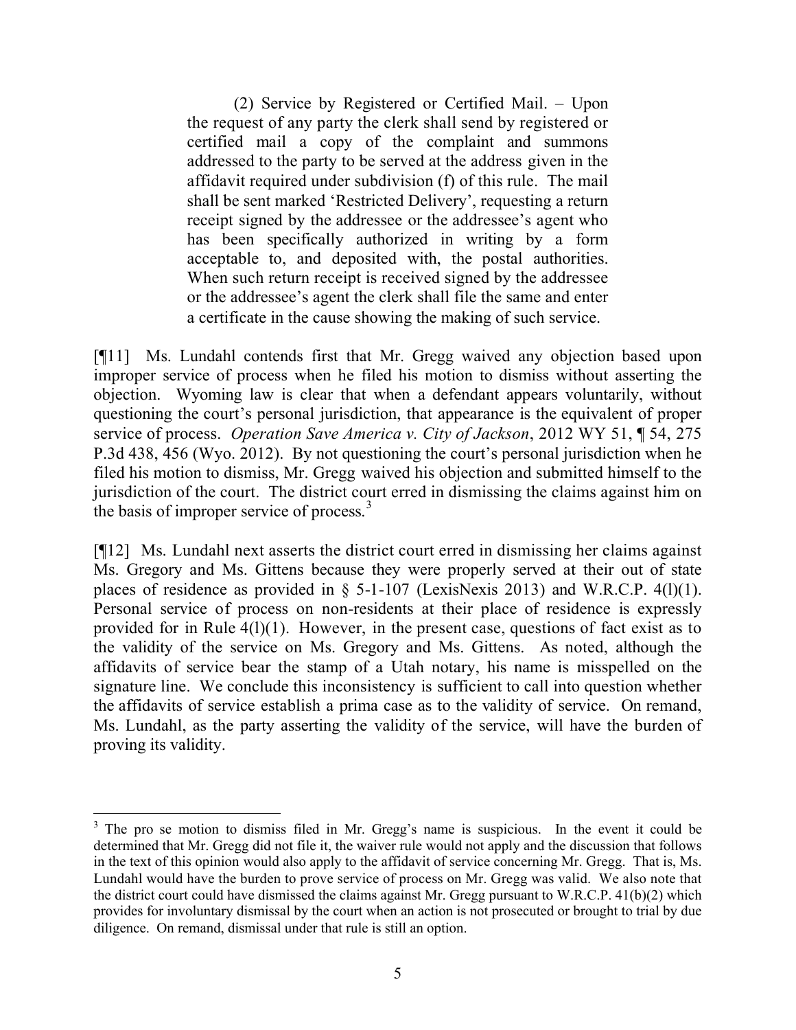> (2) Service by Registered or Certified Mail. – Upon the request of any party the clerk shall send by registered or certified mail a copy of the complaint and summons addressed to the party to be served at the address given in the affidavit required under subdivision (f) of this rule. The mail shall be sent marked 'Restricted Delivery', requesting a return receipt signed by the addressee or the addressee's agent who has been specifically authorized in writing by a form acceptable to, and deposited with, the postal authorities. When such return receipt is received signed by the addressee or the addressee's agent the clerk shall file the same and enter a certificate in the cause showing the making of such service.

[¶11] Ms. Lundahl contends first that Mr. Gregg waived any objection based upon improper service of process when he filed his motion to dismiss without asserting the objection. Wyoming law is clear that when a defendant appears voluntarily, without questioning the court's personal jurisdiction, that appearance is the equivalent of proper service of process. *Operation Save America v. City of Jackson*, 2012 WY 51, ¶ 54, 275 P.3d 438, 456 (Wyo. 2012). By not questioning the court's personal jurisdiction when he filed his motion to dismiss, Mr. Gregg waived his objection and submitted himself to the jurisdiction of the court. The district court erred in dismissing the claims against him on the basis of improper service of process.[3]

[¶12] Ms. Lundahl next asserts the district court erred in dismissing her claims against Ms. Gregory and Ms. Gittens because they were properly served at their out of state places of residence as provided in § 5-1-107 (LexisNexis 2013) and W.R.C.P. 4(l)(1). Personal service of process on non-residents at their place of residence is expressly provided for in Rule 4(l)(1). However, in the present case, questions of fact exist as to the validity of the service on Ms. Gregory and Ms. Gittens. As noted, although the affidavits of service bear the stamp of a Utah notary, his name is misspelled on the signature line. We conclude this inconsistency is sufficient to call into question whether the affidavits of service establish a prima case as to the validity of service. On remand, Ms. Lundahl, as the party asserting the validity of the service, will have the burden of proving its validity.

---

[3] The pro se motion to dismiss filed in Mr. Gregg's name is suspicious. In the event it could be determined that Mr. Gregg did not file it, the waiver rule would not apply and the discussion that follows in the text of this opinion would also apply to the affidavit of service concerning Mr. Gregg. That is, Ms. Lundahl would have the burden to prove service of process on Mr. Gregg was valid. We also note that the district court could have dismissed the claims against Mr. Gregg pursuant to W.R.C.P. 41(b)(2) which provides for involuntary dismissal by the court when an action is not prosecuted or brought to trial by due diligence. On remand, dismissal under that rule is still an option.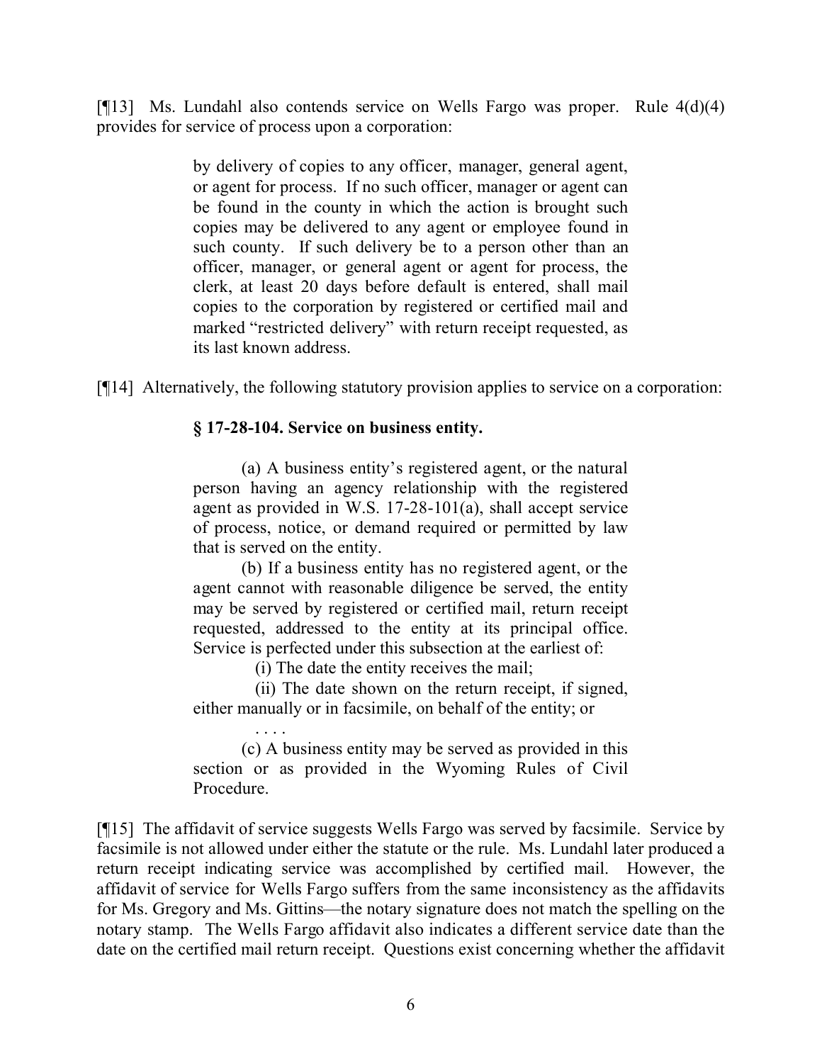[¶13] Ms. Lundahl also contends service on Wells Fargo was proper. Rule 4(d)(4) provides for service of process upon a corporation:

> by delivery of copies to any officer, manager, general agent, or agent for process. If no such officer, manager or agent can be found in the county in which the action is brought such copies may be delivered to any agent or employee found in such county. If such delivery be to a person other than an officer, manager, or general agent or agent for process, the clerk, at least 20 days before default is entered, shall mail copies to the corporation by registered or certified mail and marked "restricted delivery" with return receipt requested, as its last known address.

[¶14] Alternatively, the following statutory provision applies to service on a corporation:

> **§ 17-28-104. Service on business entity.**
>
> (a) A business entity's registered agent, or the natural person having an agency relationship with the registered agent as provided in W.S. 17-28-101(a), shall accept service of process, notice, or demand required or permitted by law that is served on the entity.
>
> (b) If a business entity has no registered agent, or the agent cannot with reasonable diligence be served, the entity may be served by registered or certified mail, return receipt requested, addressed to the entity at its principal office. Service is perfected under this subsection at the earliest of:
>
> (i) The date the entity receives the mail;
>
> (ii) The date shown on the return receipt, if signed, either manually or in facsimile, on behalf of the entity; or
>
> . . . .
>
> (c) A business entity may be served as provided in this section or as provided in the Wyoming Rules of Civil Procedure.

[¶15] The affidavit of service suggests Wells Fargo was served by facsimile. Service by facsimile is not allowed under either the statute or the rule. Ms. Lundahl later produced a return receipt indicating service was accomplished by certified mail. However, the affidavit of service for Wells Fargo suffers from the same inconsistency as the affidavits for Ms. Gregory and Ms. Gittins—the notary signature does not match the spelling on the notary stamp. The Wells Fargo affidavit also indicates a different service date than the date on the certified mail return receipt. Questions exist concerning whether the affidavit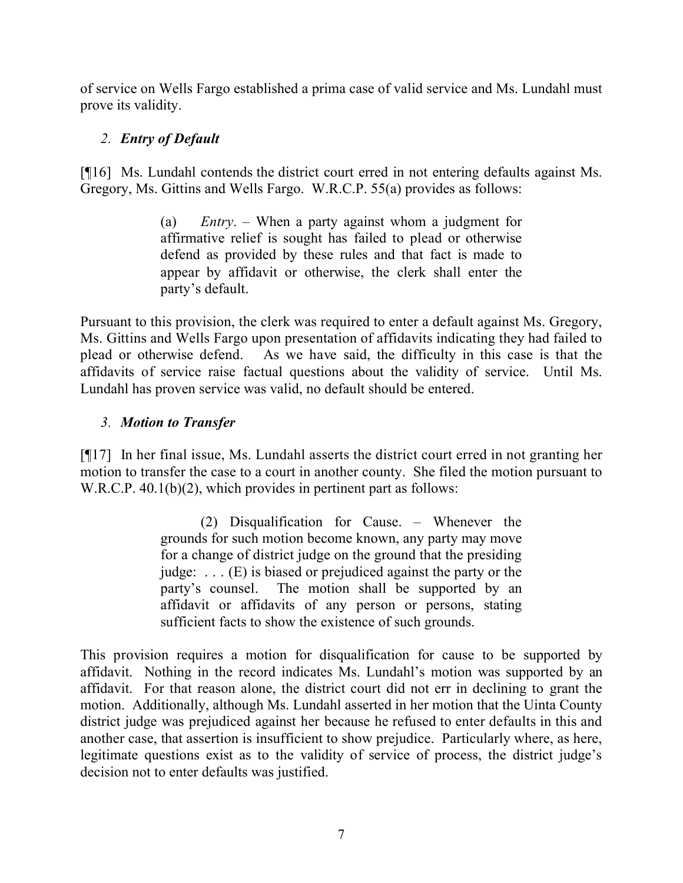of service on Wells Fargo established a prima case of valid service and Ms. Lundahl must prove its validity.

### 2. *Entry of Default*

[¶16] Ms. Lundahl contends the district court erred in not entering defaults against Ms. Gregory, Ms. Gittins and Wells Fargo. W.R.C.P. 55(a) provides as follows:

> (a) *Entry*. – When a party against whom a judgment for affirmative relief is sought has failed to plead or otherwise defend as provided by these rules and that fact is made to appear by affidavit or otherwise, the clerk shall enter the party's default.

Pursuant to this provision, the clerk was required to enter a default against Ms. Gregory, Ms. Gittins and Wells Fargo upon presentation of affidavits indicating they had failed to plead or otherwise defend. As we have said, the difficulty in this case is that the affidavits of service raise factual questions about the validity of service. Until Ms. Lundahl has proven service was valid, no default should be entered.

### 3. *Motion to Transfer*

[¶17] In her final issue, Ms. Lundahl asserts the district court erred in not granting her motion to transfer the case to a court in another county. She filed the motion pursuant to W.R.C.P. 40.1(b)(2), which provides in pertinent part as follows:

> (2) Disqualification for Cause. – Whenever the grounds for such motion become known, any party may move for a change of district judge on the ground that the presiding judge: . . . (E) is biased or prejudiced against the party or the party's counsel. The motion shall be supported by an affidavit or affidavits of any person or persons, stating sufficient facts to show the existence of such grounds.

This provision requires a motion for disqualification for cause to be supported by affidavit. Nothing in the record indicates Ms. Lundahl's motion was supported by an affidavit. For that reason alone, the district court did not err in declining to grant the motion. Additionally, although Ms. Lundahl asserted in her motion that the Uinta County district judge was prejudiced against her because he refused to enter defaults in this and another case, that assertion is insufficient to show prejudice. Particularly where, as here, legitimate questions exist as to the validity of service of process, the district judge's decision not to enter defaults was justified.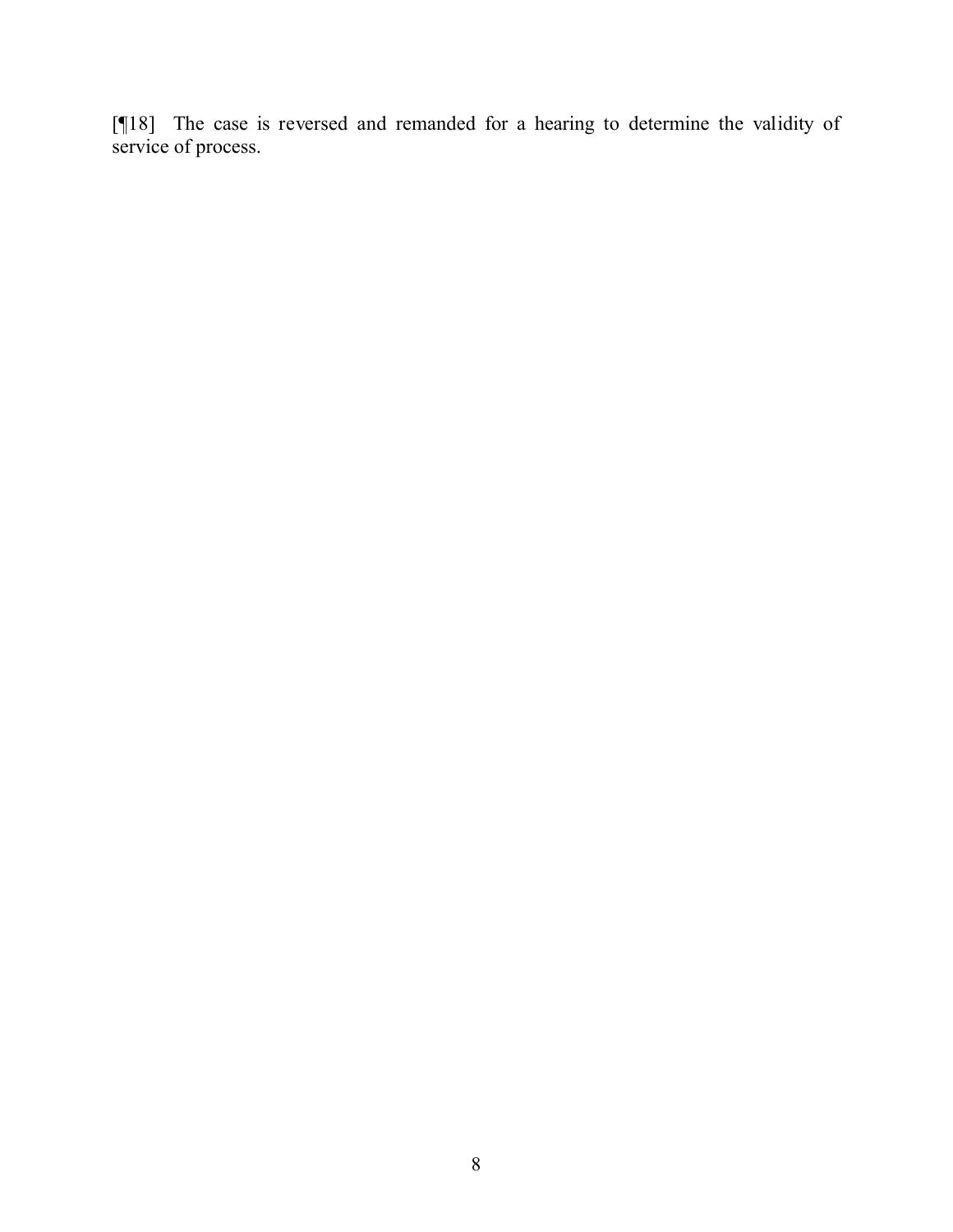[¶18] The case is reversed and remanded for a hearing to determine the validity of service of process.